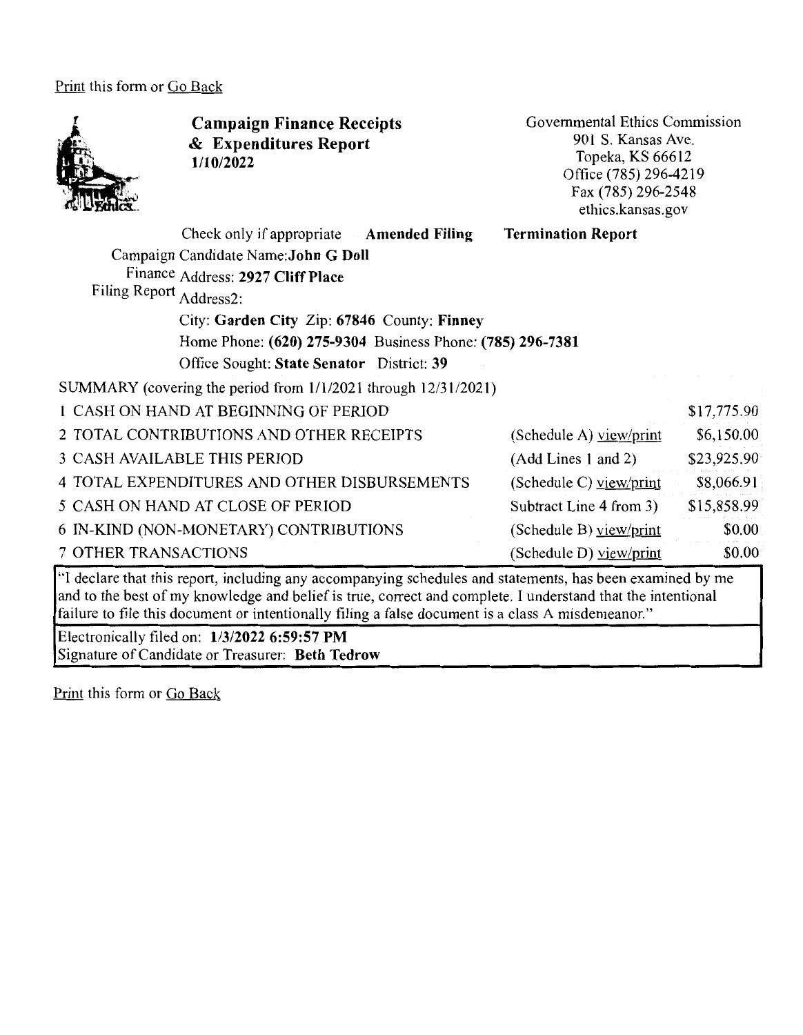Print this form or Go Back

**Campaign Finance Receipts & Expenditures Report**
**1/10/2022**

Governmental Ethics Commission
901 S. Kansas Ave.
Topeka, KS 66612
Office (785) 296-4219
Fax (785) 296-2548
ethics.kansas.gov

Check only if appropriate **Amended Filing** **Termination Report**

Campaign Finance Filing Report

Candidate Name: **John G Doll**
Address: **2927 Cliff Place**
Address2:
City: **Garden City** Zip: **67846** County: **Finney**
Home Phone: **(620) 275-9304** Business Phone: **(785) 296-7381**
Office Sought: **State Senator** District: **39**

SUMMARY (covering the period from 1/1/2021 through 12/31/2021)

| | | |
|---|---|---|
| 1 CASH ON HAND AT BEGINNING OF PERIOD | | $17,775.90 |
| 2 TOTAL CONTRIBUTIONS AND OTHER RECEIPTS | (Schedule A) view/print | $6,150.00 |
| 3 CASH AVAILABLE THIS PERIOD | (Add Lines 1 and 2) | $23,925.90 |
| 4 TOTAL EXPENDITURES AND OTHER DISBURSEMENTS | (Schedule C) view/print | $8,066.91 |
| 5 CASH ON HAND AT CLOSE OF PERIOD | Subtract Line 4 from 3) | $15,858.99 |
| 6 IN-KIND (NON-MONETARY) CONTRIBUTIONS | (Schedule B) view/print | $0.00 |
| 7 OTHER TRANSACTIONS | (Schedule D) view/print | $0.00 |

"I declare that this report, including any accompanying schedules and statements, has been examined by me and to the best of my knowledge and belief is true, correct and complete. I understand that the intentional failure to file this document or intentionally filing a false document is a class A misdemeanor."

Electronically filed on: **1/3/2022 6:59:57 PM**
Signature of Candidate or Treasurer: **Beth Tedrow**

Print this form or Go Back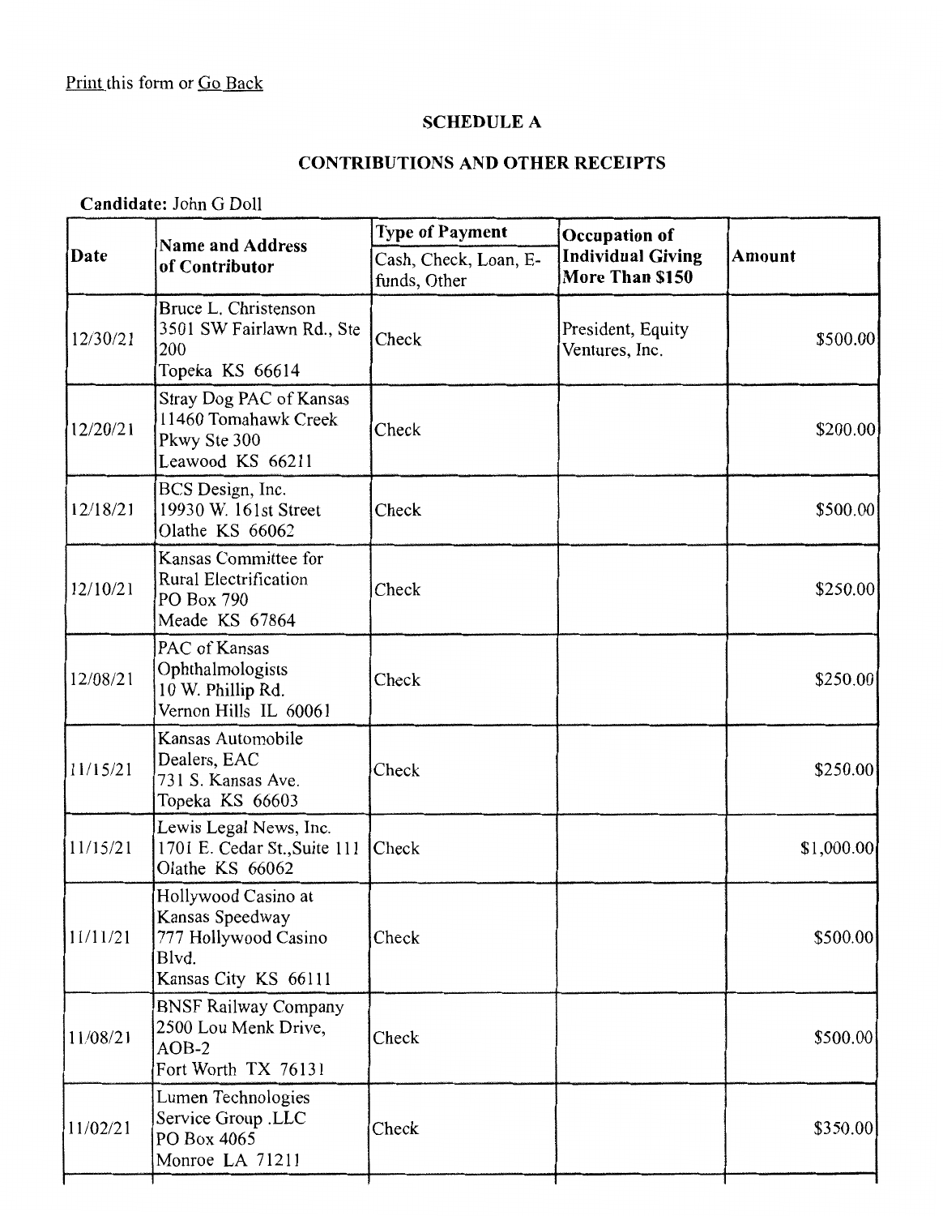Print this form or Go Back

**SCHEDULE A**

**CONTRIBUTIONS AND OTHER RECEIPTS**

**Candidate:** John G Doll

| Date | Name and Address of Contributor | Type of Payment<br>Cash, Check, Loan, E-funds, Other | Occupation of Individual Giving More Than $150 | Amount |
|---|---|---|---|---|
| 12/30/21 | Bruce L. Christenson<br>3501 SW Fairlawn Rd., Ste 200<br>Topeka KS 66614 | Check | President, Equity Ventures, Inc. | $500.00 |
| 12/20/21 | Stray Dog PAC of Kansas<br>11460 Tomahawk Creek Pkwy Ste 300<br>Leawood KS 66211 | Check | | $200.00 |
| 12/18/21 | BCS Design, Inc.<br>19930 W. 161st Street<br>Olathe KS 66062 | Check | | $500.00 |
| 12/10/21 | Kansas Committee for Rural Electrification<br>PO Box 790<br>Meade KS 67864 | Check | | $250.00 |
| 12/08/21 | PAC of Kansas Ophthalmologists<br>10 W. Phillip Rd.<br>Vernon Hills IL 60061 | Check | | $250.00 |
| 11/15/21 | Kansas Automobile Dealers, EAC<br>731 S. Kansas Ave.<br>Topeka KS 66603 | Check | | $250.00 |
| 11/15/21 | Lewis Legal News, Inc.<br>1701 E. Cedar St.,Suite 111<br>Olathe KS 66062 | Check | | $1,000.00 |
| 11/11/21 | Hollywood Casino at Kansas Speedway<br>777 Hollywood Casino Blvd.<br>Kansas City KS 66111 | Check | | $500.00 |
| 11/08/21 | BNSF Railway Company<br>2500 Lou Menk Drive, AOB-2<br>Fort Worth TX 76131 | Check | | $500.00 |
| 11/02/21 | Lumen Technologies Service Group .LLC<br>PO Box 4065<br>Monroe LA 71211 | Check | | $350.00 |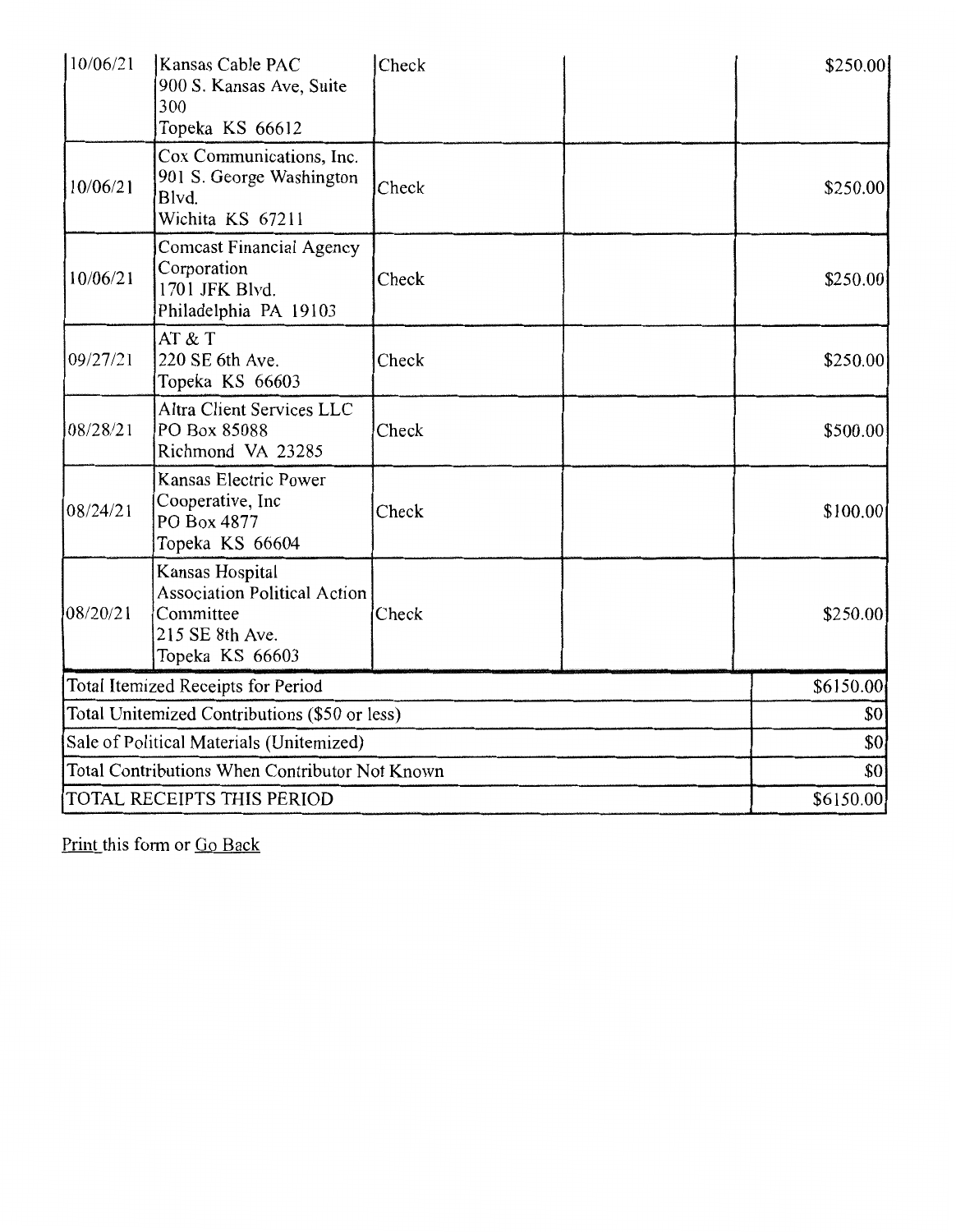| | | | | |
|---|---|---|---|---|
| 10/06/21 | Kansas Cable PAC<br>900 S. Kansas Ave, Suite 300<br>Topeka KS 66612 | Check | | $250.00 |
| 10/06/21 | Cox Communications, Inc.<br>901 S. George Washington Blvd.<br>Wichita KS 67211 | Check | | $250.00 |
| 10/06/21 | Comcast Financial Agency Corporation<br>1701 JFK Blvd.<br>Philadelphia PA 19103 | Check | | $250.00 |
| 09/27/21 | AT & T<br>220 SE 6th Ave.<br>Topeka KS 66603 | Check | | $250.00 |
| 08/28/21 | Altra Client Services LLC<br>PO Box 85088<br>Richmond VA 23285 | Check | | $500.00 |
| 08/24/21 | Kansas Electric Power Cooperative, Inc<br>PO Box 4877<br>Topeka KS 66604 | Check | | $100.00 |
| 08/20/21 | Kansas Hospital Association Political Action Committee<br>215 SE 8th Ave.<br>Topeka KS 66603 | Check | | $250.00 |
| Total Itemized Receipts for Period | | | | $6150.00 |
| Total Unitemized Contributions ($50 or less) | | | | $0 |
| Sale of Political Materials (Unitemized) | | | | $0 |
| Total Contributions When Contributor Not Known | | | | $0 |
| TOTAL RECEIPTS THIS PERIOD | | | | $6150.00 |

Print this form or Go Back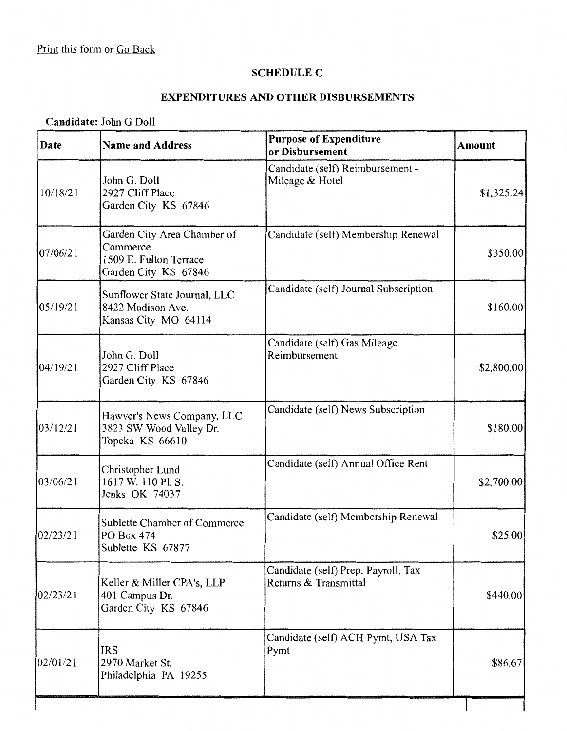Print this form or Go Back

## SCHEDULE C

## EXPENDITURES AND OTHER DISBURSEMENTS

**Candidate:** John G Doll

| Date | Name and Address | Purpose of Expenditure or Disbursement | Amount |
|---|---|---|---|
| 10/18/21 | John G. Doll<br>2927 Cliff Place<br>Garden City KS 67846 | Candidate (self) Reimbursement - Mileage & Hotel | $1,325.24 |
| 07/06/21 | Garden City Area Chamber of Commerce<br>1509 E. Fulton Terrace<br>Garden City KS 67846 | Candidate (self) Membership Renewal | $350.00 |
| 05/19/21 | Sunflower State Journal, LLC<br>8422 Madison Ave.<br>Kansas City MO 64114 | Candidate (self) Journal Subscription | $160.00 |
| 04/19/21 | John G. Doll<br>2927 Cliff Place<br>Garden City KS 67846 | Candidate (self) Gas Mileage Reimbursement | $2,800.00 |
| 03/12/21 | Hawver's News Company, LLC<br>3823 SW Wood Valley Dr.<br>Topeka KS 66610 | Candidate (self) News Subscription | $180.00 |
| 03/06/21 | Christopher Lund<br>1617 W. 110 Pl. S.<br>Jenks OK 74037 | Candidate (self) Annual Office Rent | $2,700.00 |
| 02/23/21 | Sublette Chamber of Commerce<br>PO Box 474<br>Sublette KS 67877 | Candidate (self) Membership Renewal | $25.00 |
| 02/23/21 | Keller & Miller CPA's, LLP<br>401 Campus Dr.<br>Garden City KS 67846 | Candidate (self) Prep. Payroll, Tax Returns & Transmittal | $440.00 |
| 02/01/21 | IRS<br>2970 Market St.<br>Philadelphia PA 19255 | Candidate (self) ACH Pymt, USA Tax Pymt | $86.67 |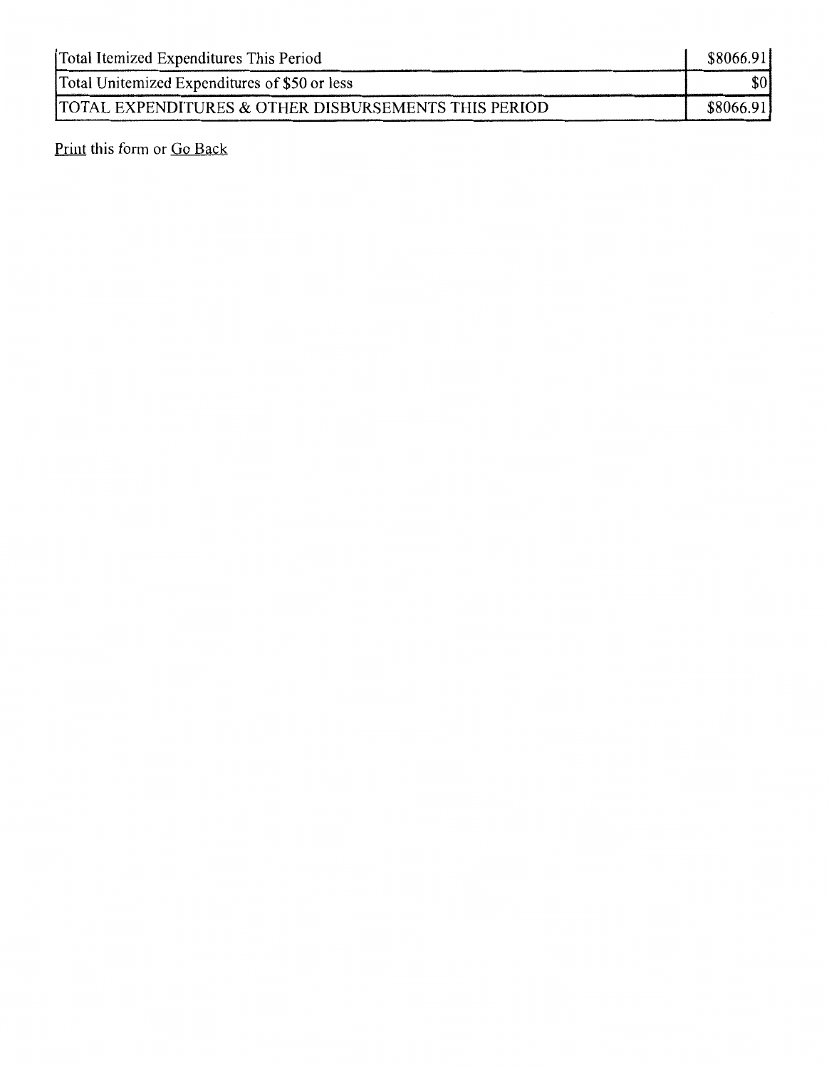| | |
|---|---|
| Total Itemized Expenditures This Period | $8066.91 |
| Total Unitemized Expenditures of $50 or less | $0 |
| TOTAL EXPENDITURES & OTHER DISBURSEMENTS THIS PERIOD | $8066.91 |

Print this form or Go Back